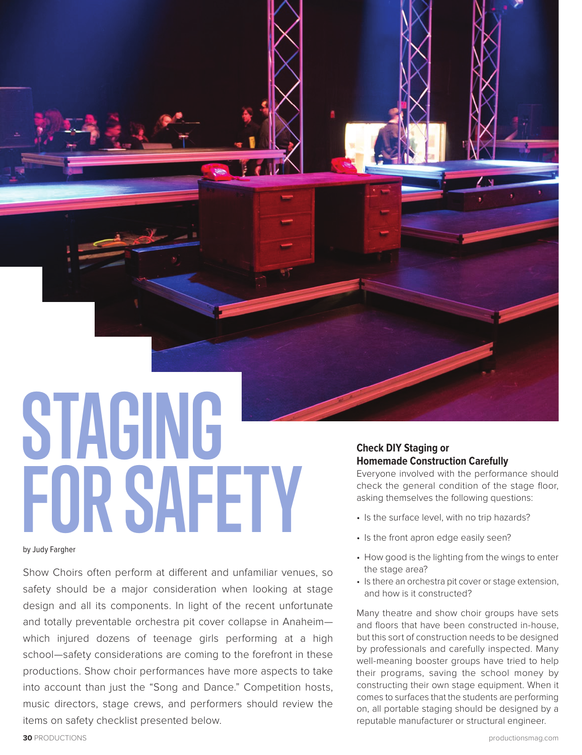# STAGING FOR SAFETY

by Judy Fargher

Show Choirs often perform at different and unfamiliar venues, so safety should be a major consideration when looking at stage design and all its components. In light of the recent unfortunate and totally preventable orchestra pit cover collapse in Anaheim—which injured dozens of teenage girls performing at a high school—safety considerations are coming to the forefront in these productions. Show choir performances have more aspects to take into account than just the "Song and Dance." Competition hosts, music directors, stage crews, and performers should review the items on safety checklist presented below.

### Check DIY Staging or Homemade Construction Carefully

Everyone involved with the performance should check the general condition of the stage floor, asking themselves the following questions:

- Is the surface level, with no trip hazards?
- Is the front apron edge easily seen?
- How good is the lighting from the wings to enter the stage area?
- Is there an orchestra pit cover or stage extension, and how is it constructed?

Many theatre and show choir groups have sets and floors that have been constructed in-house, but this sort of construction needs to be designed by professionals and carefully inspected. Many well-meaning booster groups have tried to help their programs, saving the school money by constructing their own stage equipment. When it comes to surfaces that the students are performing on, all portable staging should be designed by a reputable manufacturer or structural engineer.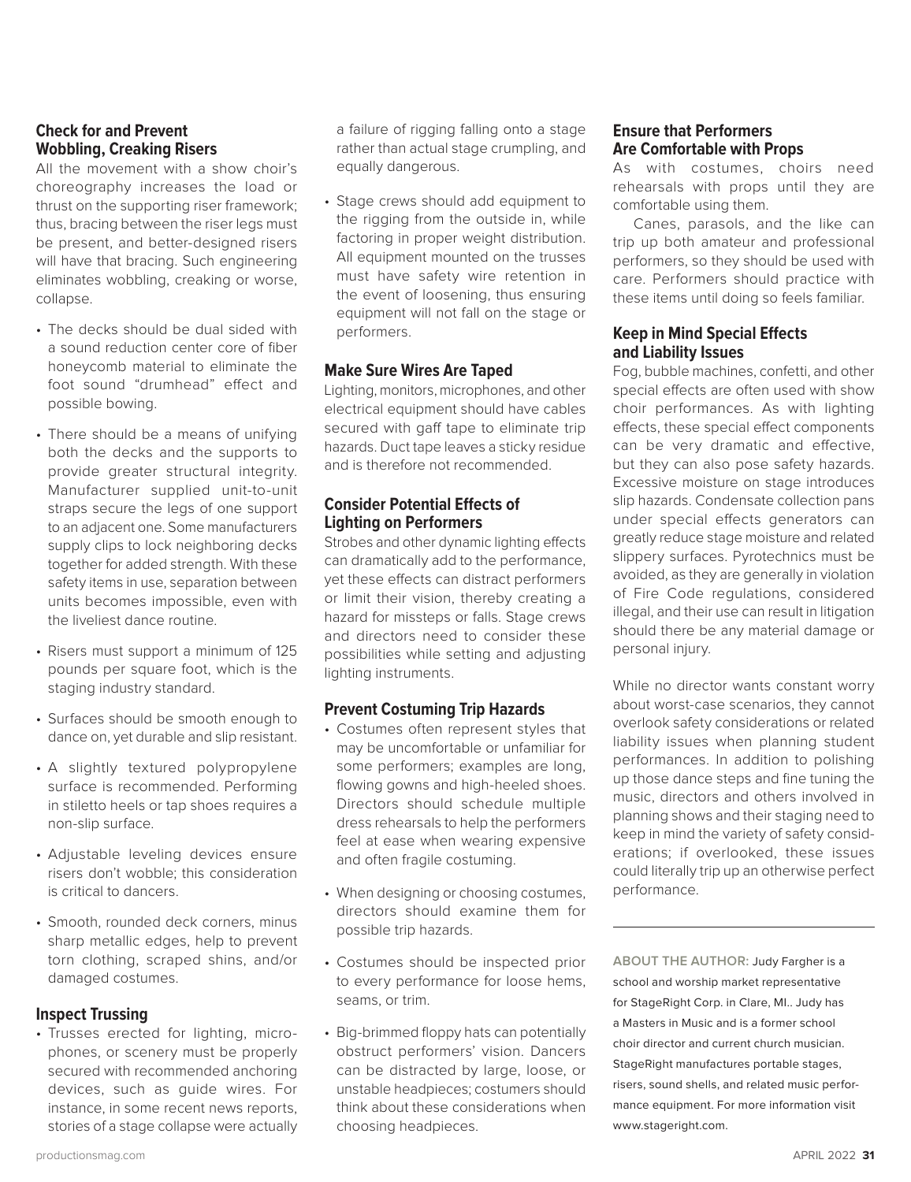### Check for and Prevent Wobbling, Creaking Risers

All the movement with a show choir's choreography increases the load or thrust on the supporting riser framework; thus, bracing between the riser legs must be present, and better-designed risers will have that bracing. Such engineering eliminates wobbling, creaking or worse, collapse.

- The decks should be dual sided with a sound reduction center core of fiber honeycomb material to eliminate the foot sound "drumhead" effect and possible bowing.
- There should be a means of unifying both the decks and the supports to provide greater structural integrity. Manufacturer supplied unit-to-unit straps secure the legs of one support to an adjacent one. Some manufacturers supply clips to lock neighboring decks together for added strength. With these safety items in use, separation between units becomes impossible, even with the liveliest dance routine.
- Risers must support a minimum of 125 pounds per square foot, which is the staging industry standard.
- Surfaces should be smooth enough to dance on, yet durable and slip resistant.
- A slightly textured polypropylene surface is recommended. Performing in stiletto heels or tap shoes requires a non-slip surface.
- Adjustable leveling devices ensure risers don't wobble; this consideration is critical to dancers.
- Smooth, rounded deck corners, minus sharp metallic edges, help to prevent torn clothing, scraped shins, and/or damaged costumes.

### Inspect Trussing

- Trusses erected for lighting, microphones, or scenery must be properly secured with recommended anchoring devices, such as guide wires. For instance, in some recent news reports, stories of a stage collapse were actually a failure of rigging falling onto a stage rather than actual stage crumpling, and equally dangerous.
- Stage crews should add equipment to the rigging from the outside in, while factoring in proper weight distribution. All equipment mounted on the trusses must have safety wire retention in the event of loosening, thus ensuring equipment will not fall on the stage or performers.

### Make Sure Wires Are Taped

Lighting, monitors, microphones, and other electrical equipment should have cables secured with gaff tape to eliminate trip hazards. Duct tape leaves a sticky residue and is therefore not recommended.

### Consider Potential Effects of Lighting on Performers

Strobes and other dynamic lighting effects can dramatically add to the performance, yet these effects can distract performers or limit their vision, thereby creating a hazard for missteps or falls. Stage crews and directors need to consider these possibilities while setting and adjusting lighting instruments.

### Prevent Costuming Trip Hazards

- Costumes often represent styles that may be uncomfortable or unfamiliar for some performers; examples are long, flowing gowns and high-heeled shoes. Directors should schedule multiple dress rehearsals to help the performers feel at ease when wearing expensive and often fragile costuming.
- When designing or choosing costumes, directors should examine them for possible trip hazards.
- Costumes should be inspected prior to every performance for loose hems, seams, or trim.
- Big-brimmed floppy hats can potentially obstruct performers' vision. Dancers can be distracted by large, loose, or unstable headpieces; costumers should think about these considerations when choosing headpieces.

### Ensure that Performers Are Comfortable with Props

As with costumes, choirs need rehearsals with props until they are comfortable using them.

Canes, parasols, and the like can trip up both amateur and professional performers, so they should be used with care. Performers should practice with these items until doing so feels familiar.

### Keep in Mind Special Effects and Liability Issues

Fog, bubble machines, confetti, and other special effects are often used with show choir performances. As with lighting effects, these special effect components can be very dramatic and effective, but they can also pose safety hazards. Excessive moisture on stage introduces slip hazards. Condensate collection pans under special effects generators can greatly reduce stage moisture and related slippery surfaces. Pyrotechnics must be avoided, as they are generally in violation of Fire Code regulations, considered illegal, and their use can result in litigation should there be any material damage or personal injury.

While no director wants constant worry about worst-case scenarios, they cannot overlook safety considerations or related liability issues when planning student performances. In addition to polishing up those dance steps and fine tuning the music, directors and others involved in planning shows and their staging need to keep in mind the variety of safety considerations; if overlooked, these issues could literally trip up an otherwise perfect performance.

---

**ABOUT THE AUTHOR:** Judy Fargher is a school and worship market representative for StageRight Corp. in Clare, MI.. Judy has a Masters in Music and is a former school choir director and current church musician. StageRight manufactures portable stages, risers, sound shells, and related music performance equipment. For more information visit www.stageright.com.